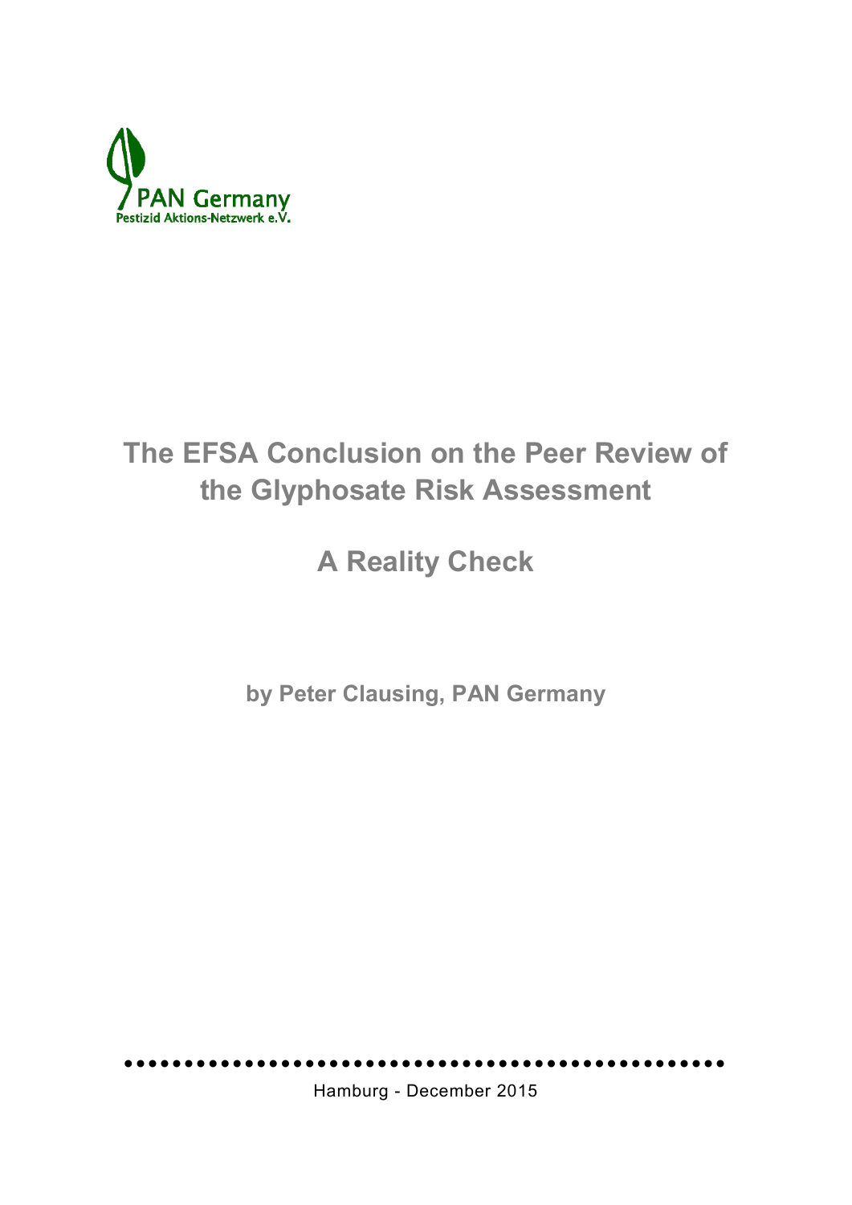PAN Germany

Pestizid Aktions-Netzwerk e.V.

# The EFSA Conclusion on the Peer Review of the Glyphosate Risk Assessment

## A Reality Check

**by Peter Clausing, PAN Germany**

Hamburg - December 2015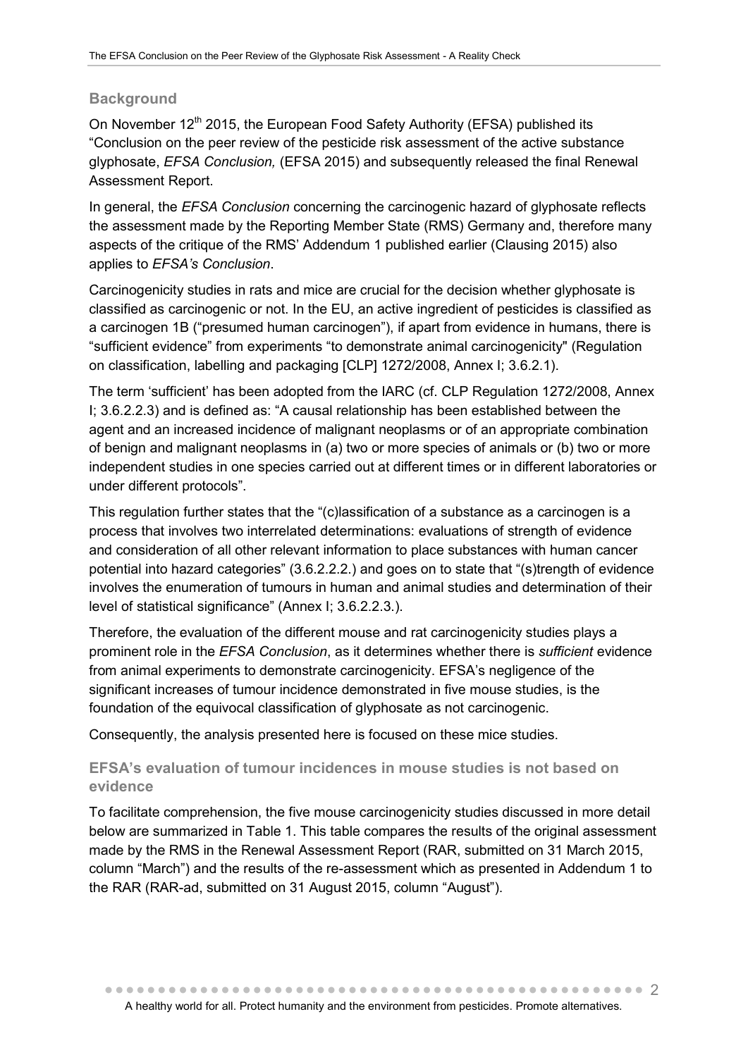## Background

On November 12[th] 2015, the European Food Safety Authority (EFSA) published its "Conclusion on the peer review of the pesticide risk assessment of the active substance glyphosate, *EFSA Conclusion,* (EFSA 2015) and subsequently released the final Renewal Assessment Report.

In general, the *EFSA Conclusion* concerning the carcinogenic hazard of glyphosate reflects the assessment made by the Reporting Member State (RMS) Germany and, therefore many aspects of the critique of the RMS' Addendum 1 published earlier (Clausing 2015) also applies to *EFSA's Conclusion*.

Carcinogenicity studies in rats and mice are crucial for the decision whether glyphosate is classified as carcinogenic or not. In the EU, an active ingredient of pesticides is classified as a carcinogen 1B ("presumed human carcinogen"), if apart from evidence in humans, there is "sufficient evidence" from experiments "to demonstrate animal carcinogenicity" (Regulation on classification, labelling and packaging [CLP] 1272/2008, Annex I; 3.6.2.1).

The term 'sufficient' has been adopted from the IARC (cf. CLP Regulation 1272/2008, Annex I; 3.6.2.2.3) and is defined as: "A causal relationship has been established between the agent and an increased incidence of malignant neoplasms or of an appropriate combination of benign and malignant neoplasms in (a) two or more species of animals or (b) two or more independent studies in one species carried out at different times or in different laboratories or under different protocols".

This regulation further states that the "(c)lassification of a substance as a carcinogen is a process that involves two interrelated determinations: evaluations of strength of evidence and consideration of all other relevant information to place substances with human cancer potential into hazard categories" (3.6.2.2.2.) and goes on to state that "(s)trength of evidence involves the enumeration of tumours in human and animal studies and determination of their level of statistical significance" (Annex I; 3.6.2.2.3.).

Therefore, the evaluation of the different mouse and rat carcinogenicity studies plays a prominent role in the *EFSA Conclusion*, as it determines whether there is *sufficient* evidence from animal experiments to demonstrate carcinogenicity. EFSA's negligence of the significant increases of tumour incidence demonstrated in five mouse studies, is the foundation of the equivocal classification of glyphosate as not carcinogenic.

Consequently, the analysis presented here is focused on these mice studies.

## EFSA's evaluation of tumour incidences in mouse studies is not based on evidence

To facilitate comprehension, the five mouse carcinogenicity studies discussed in more detail below are summarized in Table 1. This table compares the results of the original assessment made by the RMS in the Renewal Assessment Report (RAR, submitted on 31 March 2015, column "March") and the results of the re-assessment which as presented in Addendum 1 to the RAR (RAR-ad, submitted on 31 August 2015, column "August").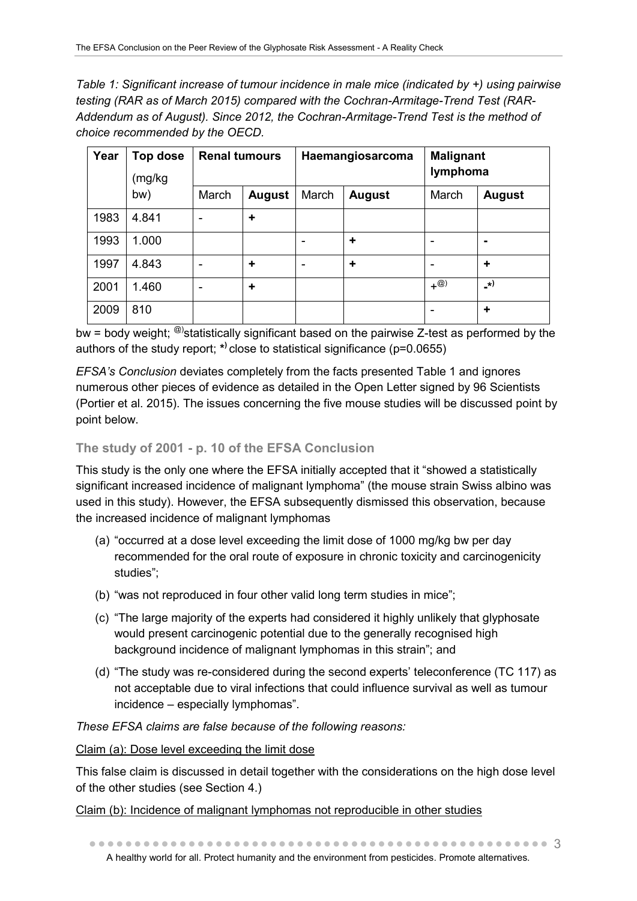*Table 1: Significant increase of tumour incidence in male mice (indicated by +) using pairwise testing (RAR as of March 2015) compared with the Cochran-Armitage-Trend Test (RAR-Addendum as of August). Since 2012, the Cochran-Armitage-Trend Test is the method of choice recommended by the OECD.*

| Year | Top dose (mg/kg bw) | Renal tumours | | Haemangiosarcoma | | Malignant lymphoma | |
|---|---|---|---|---|---|---|---|
| | | March | **August** | March | **August** | March | **August** |
| 1983 | 4.841 | - | **+** | | | | |
| 1993 | 1.000 | | | - | **+** | - | **-** |
| 1997 | 4.843 | - | **+** | - | **+** | - | **+** |
| 2001 | 1.460 | - | **+** | | | +[@)] | **-*)** |
| 2009 | 810 | | | | | - | **+** |

bw = body weight; [@)]statistically significant based on the pairwise Z-test as performed by the authors of the study report; **\*)** close to statistical significance (p=0.0655)

*EFSA's Conclusion* deviates completely from the facts presented Table 1 and ignores numerous other pieces of evidence as detailed in the Open Letter signed by 96 Scientists (Portier et al. 2015). The issues concerning the five mouse studies will be discussed point by point below.

### The study of 2001 - p. 10 of the EFSA Conclusion

This study is the only one where the EFSA initially accepted that it "showed a statistically significant increased incidence of malignant lymphoma" (the mouse strain Swiss albino was used in this study). However, the EFSA subsequently dismissed this observation, because the increased incidence of malignant lymphomas

(a) "occurred at a dose level exceeding the limit dose of 1000 mg/kg bw per day recommended for the oral route of exposure in chronic toxicity and carcinogenicity studies";

(b) "was not reproduced in four other valid long term studies in mice";

(c) "The large majority of the experts had considered it highly unlikely that glyphosate would present carcinogenic potential due to the generally recognised high background incidence of malignant lymphomas in this strain"; and

(d) "The study was re-considered during the second experts' teleconference (TC 117) as not acceptable due to viral infections that could influence survival as well as tumour incidence – especially lymphomas".

*These EFSA claims are false because of the following reasons:*

<u>Claim (a): Dose level exceeding the limit dose</u>

This false claim is discussed in detail together with the considerations on the high dose level of the other studies (see Section 4.)

<u>Claim (b): Incidence of malignant lymphomas not reproducible in other studies</u>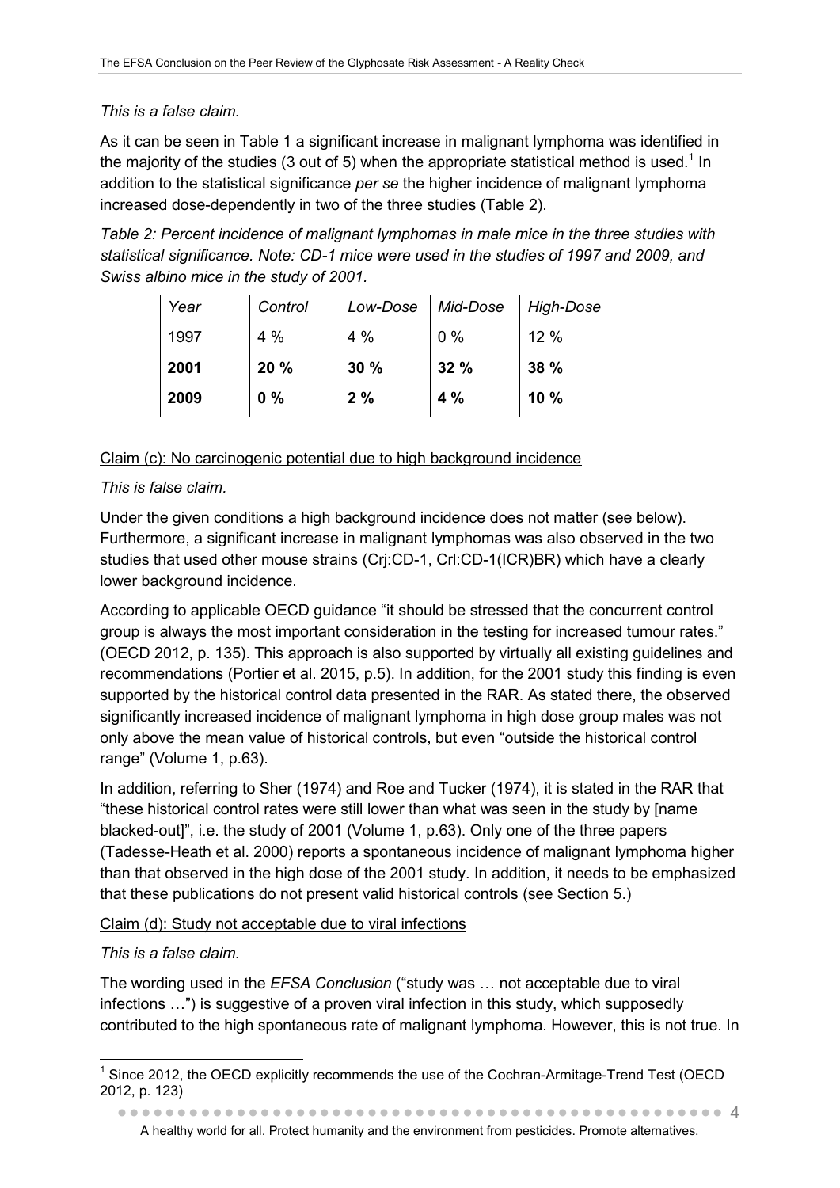*This is a false claim.*

As it can be seen in Table 1 a significant increase in malignant lymphoma was identified in the majority of the studies (3 out of 5) when the appropriate statistical method is used.[1] In addition to the statistical significance *per se* the higher incidence of malignant lymphoma increased dose-dependently in two of the three studies (Table 2).

*Table 2: Percent incidence of malignant lymphomas in male mice in the three studies with statistical significance. Note: CD-1 mice were used in the studies of 1997 and 2009, and Swiss albino mice in the study of 2001.*

| *Year* | *Control* | *Low-Dose* | *Mid-Dose* | *High-Dose* |
|---|---|---|---|---|
| 1997 | 4 % | 4 % | 0 % | 12 % |
| **2001** | **20 %** | **30 %** | **32 %** | **38 %** |
| **2009** | **0 %** | **2 %** | **4 %** | **10 %** |

Claim (c): No carcinogenic potential due to high background incidence

*This is false claim.*

Under the given conditions a high background incidence does not matter (see below). Furthermore, a significant increase in malignant lymphomas was also observed in the two studies that used other mouse strains (Crj:CD-1, Crl:CD-1(ICR)BR) which have a clearly lower background incidence.

According to applicable OECD guidance "it should be stressed that the concurrent control group is always the most important consideration in the testing for increased tumour rates." (OECD 2012, p. 135). This approach is also supported by virtually all existing guidelines and recommendations (Portier et al. 2015, p.5). In addition, for the 2001 study this finding is even supported by the historical control data presented in the RAR. As stated there, the observed significantly increased incidence of malignant lymphoma in high dose group males was not only above the mean value of historical controls, but even "outside the historical control range" (Volume 1, p.63).

In addition, referring to Sher (1974) and Roe and Tucker (1974), it is stated in the RAR that "these historical control rates were still lower than what was seen in the study by [name blacked-out]", i.e. the study of 2001 (Volume 1, p.63). Only one of the three papers (Tadesse-Heath et al. 2000) reports a spontaneous incidence of malignant lymphoma higher than that observed in the high dose of the 2001 study. In addition, it needs to be emphasized that these publications do not present valid historical controls (see Section 5.)

Claim (d): Study not acceptable due to viral infections

*This is a false claim.*

The wording used in the *EFSA Conclusion* ("study was … not acceptable due to viral infections …") is suggestive of a proven viral infection in this study, which supposedly contributed to the high spontaneous rate of malignant lymphoma. However, this is not true. In

[1] Since 2012, the OECD explicitly recommends the use of the Cochran-Armitage-Trend Test (OECD 2012, p. 123)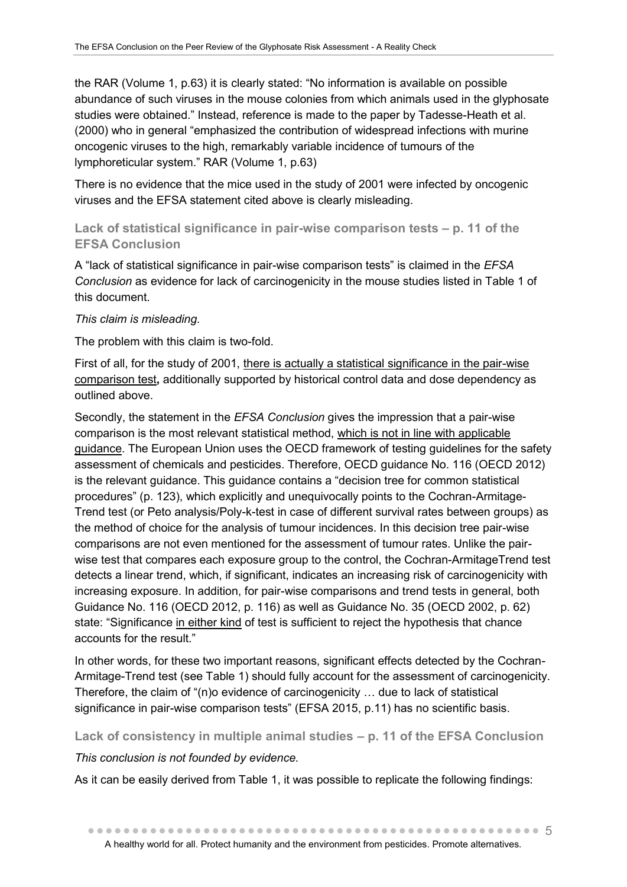the RAR (Volume 1, p.63) it is clearly stated: "No information is available on possible abundance of such viruses in the mouse colonies from which animals used in the glyphosate studies were obtained." Instead, reference is made to the paper by Tadesse-Heath et al. (2000) who in general "emphasized the contribution of widespread infections with murine oncogenic viruses to the high, remarkably variable incidence of tumours of the lymphoreticular system." RAR (Volume 1, p.63)

There is no evidence that the mice used in the study of 2001 were infected by oncogenic viruses and the EFSA statement cited above is clearly misleading.

### Lack of statistical significance in pair-wise comparison tests – p. 11 of the EFSA Conclusion

A "lack of statistical significance in pair-wise comparison tests" is claimed in the *EFSA Conclusion* as evidence for lack of carcinogenicity in the mouse studies listed in Table 1 of this document.

*This claim is misleading.*

The problem with this claim is two-fold.

First of all, for the study of 2001, <u>there is actually a statistical significance in the pair-wise comparison test</u>**,** additionally supported by historical control data and dose dependency as outlined above.

Secondly, the statement in the *EFSA Conclusion* gives the impression that a pair-wise comparison is the most relevant statistical method, <u>which is not in line with applicable guidance</u>. The European Union uses the OECD framework of testing guidelines for the safety assessment of chemicals and pesticides. Therefore, OECD guidance No. 116 (OECD 2012) is the relevant guidance. This guidance contains a "decision tree for common statistical procedures" (p. 123), which explicitly and unequivocally points to the Cochran-Armitage-Trend test (or Peto analysis/Poly-k-test in case of different survival rates between groups) as the method of choice for the analysis of tumour incidences. In this decision tree pair-wise comparisons are not even mentioned for the assessment of tumour rates. Unlike the pair-wise test that compares each exposure group to the control, the Cochran-ArmitageTrend test detects a linear trend, which, if significant, indicates an increasing risk of carcinogenicity with increasing exposure. In addition, for pair-wise comparisons and trend tests in general, both Guidance No. 116 (OECD 2012, p. 116) as well as Guidance No. 35 (OECD 2002, p. 62) state: "Significance <u>in either kind</u> of test is sufficient to reject the hypothesis that chance accounts for the result."

In other words, for these two important reasons, significant effects detected by the Cochran-Armitage-Trend test (see Table 1) should fully account for the assessment of carcinogenicity. Therefore, the claim of "(n)o evidence of carcinogenicity … due to lack of statistical significance in pair-wise comparison tests" (EFSA 2015, p.11) has no scientific basis.

### Lack of consistency in multiple animal studies – p. 11 of the EFSA Conclusion

*This conclusion is not founded by evidence.*

As it can be easily derived from Table 1, it was possible to replicate the following findings: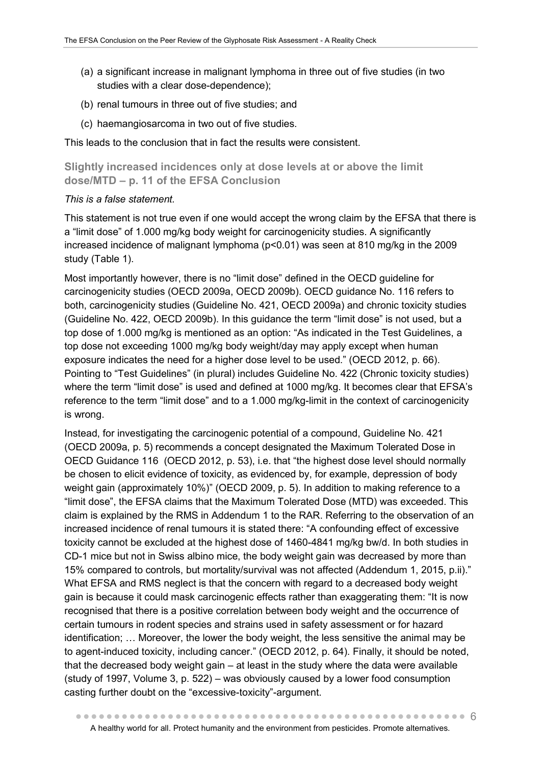(a) a significant increase in malignant lymphoma in three out of five studies (in two studies with a clear dose-dependence);

(b) renal tumours in three out of five studies; and

(c) haemangiosarcoma in two out of five studies.

This leads to the conclusion that in fact the results were consistent.

### Slightly increased incidences only at dose levels at or above the limit dose/MTD – p. 11 of the EFSA Conclusion

*This is a false statement.*

This statement is not true even if one would accept the wrong claim by the EFSA that there is a "limit dose" of 1.000 mg/kg body weight for carcinogenicity studies. A significantly increased incidence of malignant lymphoma ($p<0.01$) was seen at 810 mg/kg in the 2009 study (Table 1).

Most importantly however, there is no "limit dose" defined in the OECD guideline for carcinogenicity studies (OECD 2009a, OECD 2009b). OECD guidance No. 116 refers to both, carcinogenicity studies (Guideline No. 421, OECD 2009a) and chronic toxicity studies (Guideline No. 422, OECD 2009b). In this guidance the term "limit dose" is not used, but a top dose of 1.000 mg/kg is mentioned as an option: "As indicated in the Test Guidelines, a top dose not exceeding 1000 mg/kg body weight/day may apply except when human exposure indicates the need for a higher dose level to be used." (OECD 2012, p. 66). Pointing to "Test Guidelines" (in plural) includes Guideline No. 422 (Chronic toxicity studies) where the term "limit dose" is used and defined at 1000 mg/kg. It becomes clear that EFSA's reference to the term "limit dose" and to a 1.000 mg/kg-limit in the context of carcinogenicity is wrong.

Instead, for investigating the carcinogenic potential of a compound, Guideline No. 421 (OECD 2009a, p. 5) recommends a concept designated the Maximum Tolerated Dose in OECD Guidance 116 (OECD 2012, p. 53), i.e. that "the highest dose level should normally be chosen to elicit evidence of toxicity, as evidenced by, for example, depression of body weight gain (approximately 10%)" (OECD 2009, p. 5). In addition to making reference to a "limit dose", the EFSA claims that the Maximum Tolerated Dose (MTD) was exceeded. This claim is explained by the RMS in Addendum 1 to the RAR. Referring to the observation of an increased incidence of renal tumours it is stated there: "A confounding effect of excessive toxicity cannot be excluded at the highest dose of 1460-4841 mg/kg bw/d. In both studies in CD-1 mice but not in Swiss albino mice, the body weight gain was decreased by more than 15% compared to controls, but mortality/survival was not affected (Addendum 1, 2015, p.ii)." What EFSA and RMS neglect is that the concern with regard to a decreased body weight gain is because it could mask carcinogenic effects rather than exaggerating them: "It is now recognised that there is a positive correlation between body weight and the occurrence of certain tumours in rodent species and strains used in safety assessment or for hazard identification; … Moreover, the lower the body weight, the less sensitive the animal may be to agent-induced toxicity, including cancer." (OECD 2012, p. 64). Finally, it should be noted, that the decreased body weight gain – at least in the study where the data were available (study of 1997, Volume 3, p. 522) – was obviously caused by a lower food consumption casting further doubt on the "excessive-toxicity"-argument.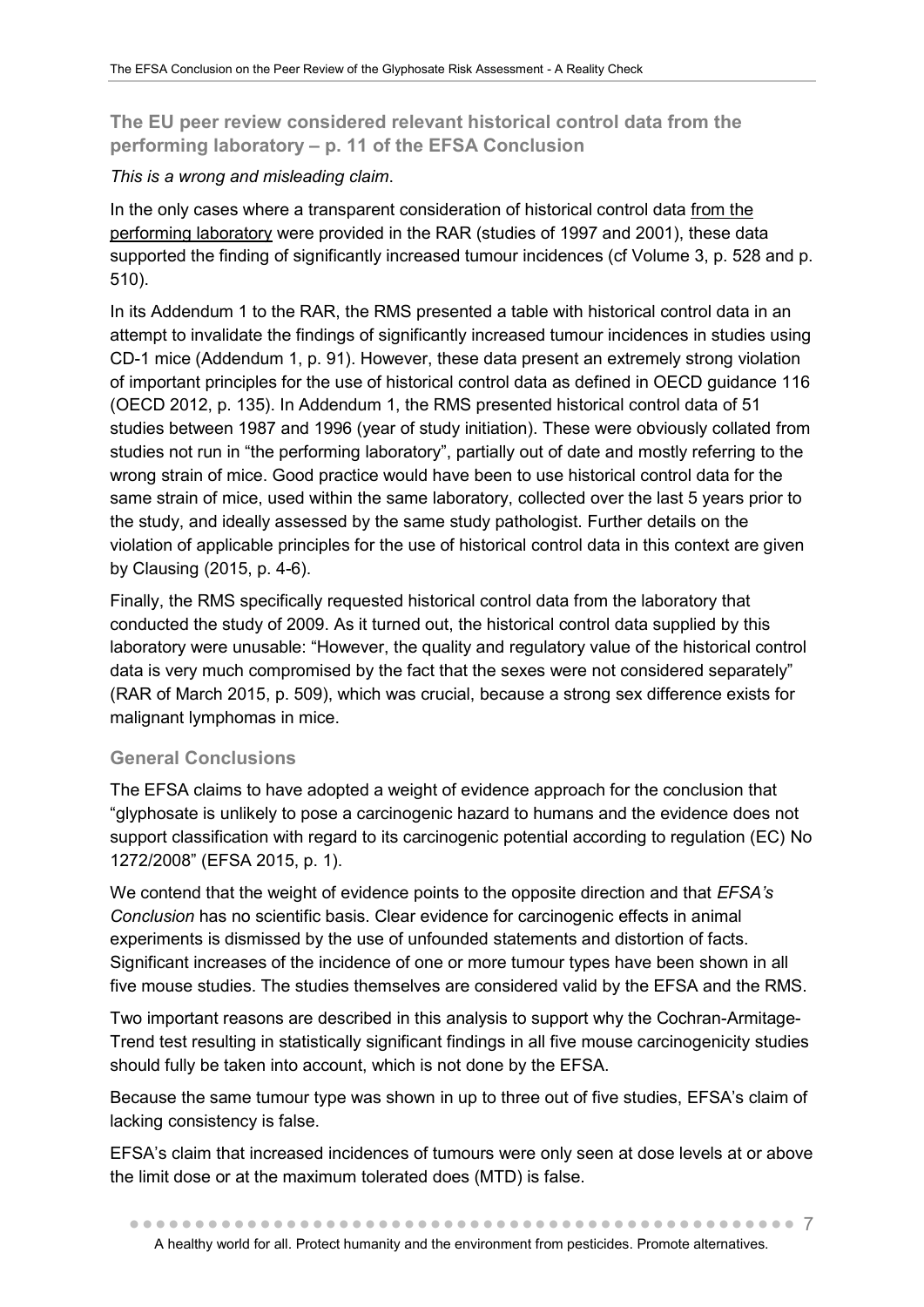### The EU peer review considered relevant historical control data from the performing laboratory – p. 11 of the EFSA Conclusion

*This is a wrong and misleading claim*.

In the only cases where a transparent consideration of historical control data from the performing laboratory were provided in the RAR (studies of 1997 and 2001), these data supported the finding of significantly increased tumour incidences (cf Volume 3, p. 528 and p. 510).

In its Addendum 1 to the RAR, the RMS presented a table with historical control data in an attempt to invalidate the findings of significantly increased tumour incidences in studies using CD-1 mice (Addendum 1, p. 91). However, these data present an extremely strong violation of important principles for the use of historical control data as defined in OECD guidance 116 (OECD 2012, p. 135). In Addendum 1, the RMS presented historical control data of 51 studies between 1987 and 1996 (year of study initiation). These were obviously collated from studies not run in "the performing laboratory", partially out of date and mostly referring to the wrong strain of mice. Good practice would have been to use historical control data for the same strain of mice, used within the same laboratory, collected over the last 5 years prior to the study, and ideally assessed by the same study pathologist. Further details on the violation of applicable principles for the use of historical control data in this context are given by Clausing (2015, p. 4-6).

Finally, the RMS specifically requested historical control data from the laboratory that conducted the study of 2009. As it turned out, the historical control data supplied by this laboratory were unusable: "However, the quality and regulatory value of the historical control data is very much compromised by the fact that the sexes were not considered separately" (RAR of March 2015, p. 509), which was crucial, because a strong sex difference exists for malignant lymphomas in mice.

### General Conclusions

The EFSA claims to have adopted a weight of evidence approach for the conclusion that "glyphosate is unlikely to pose a carcinogenic hazard to humans and the evidence does not support classification with regard to its carcinogenic potential according to regulation (EC) No 1272/2008" (EFSA 2015, p. 1).

We contend that the weight of evidence points to the opposite direction and that *EFSA's Conclusion* has no scientific basis. Clear evidence for carcinogenic effects in animal experiments is dismissed by the use of unfounded statements and distortion of facts. Significant increases of the incidence of one or more tumour types have been shown in all five mouse studies. The studies themselves are considered valid by the EFSA and the RMS.

Two important reasons are described in this analysis to support why the Cochran-Armitage-Trend test resulting in statistically significant findings in all five mouse carcinogenicity studies should fully be taken into account, which is not done by the EFSA.

Because the same tumour type was shown in up to three out of five studies, EFSA's claim of lacking consistency is false.

EFSA's claim that increased incidences of tumours were only seen at dose levels at or above the limit dose or at the maximum tolerated does (MTD) is false.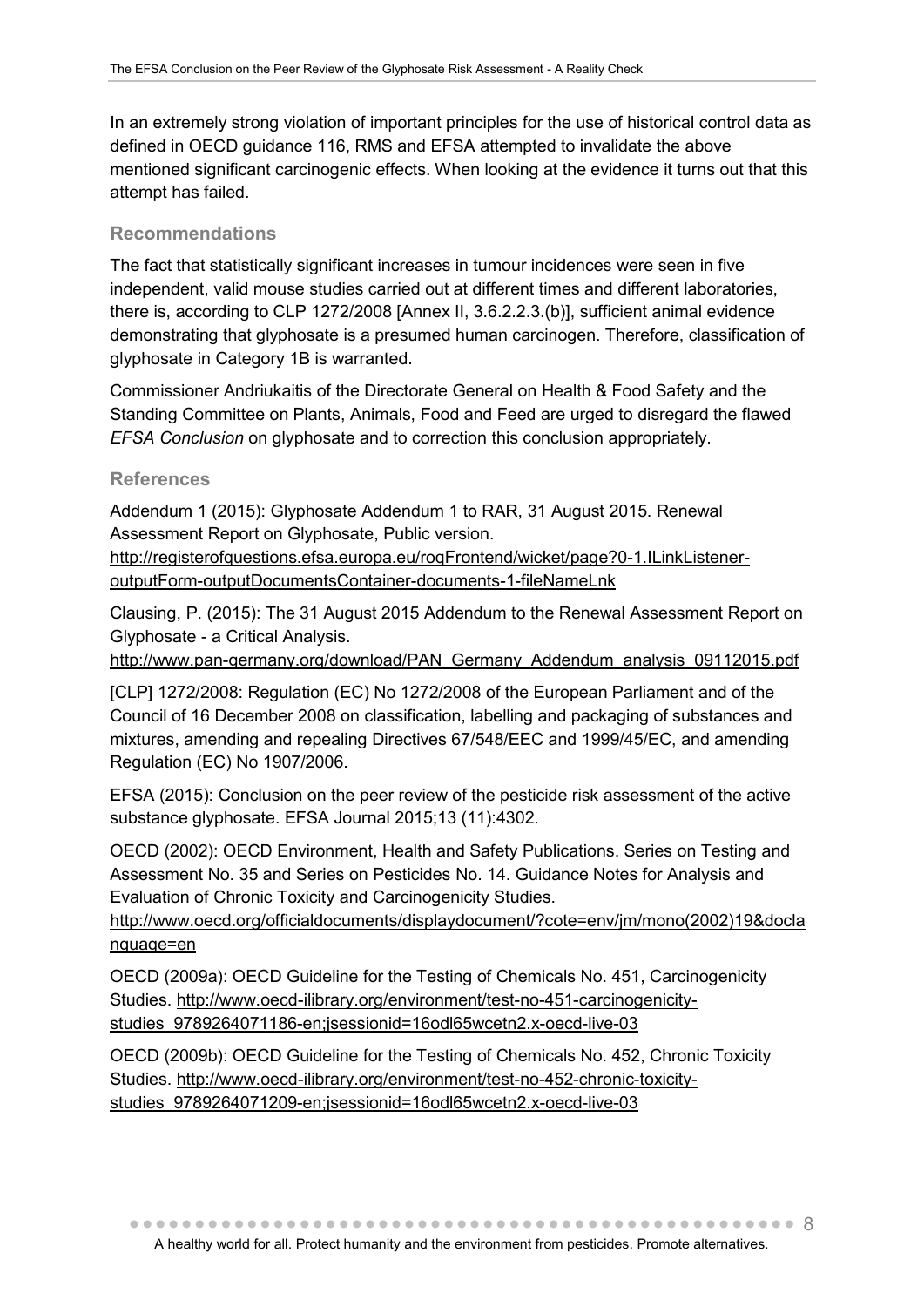In an extremely strong violation of important principles for the use of historical control data as defined in OECD guidance 116, RMS and EFSA attempted to invalidate the above mentioned significant carcinogenic effects. When looking at the evidence it turns out that this attempt has failed.

## Recommendations

The fact that statistically significant increases in tumour incidences were seen in five independent, valid mouse studies carried out at different times and different laboratories, there is, according to CLP 1272/2008 [Annex II, 3.6.2.2.3.(b)], sufficient animal evidence demonstrating that glyphosate is a presumed human carcinogen. Therefore, classification of glyphosate in Category 1B is warranted.

Commissioner Andriukaitis of the Directorate General on Health & Food Safety and the Standing Committee on Plants, Animals, Food and Feed are urged to disregard the flawed *EFSA Conclusion* on glyphosate and to correction this conclusion appropriately.

## References

Addendum 1 (2015): Glyphosate Addendum 1 to RAR, 31 August 2015. Renewal Assessment Report on Glyphosate, Public version.
http://registerofquestions.efsa.europa.eu/roqFrontend/wicket/page?0-1.ILinkListener-outputForm-outputDocumentsContainer-documents-1-fileNameLnk

Clausing, P. (2015): The 31 August 2015 Addendum to the Renewal Assessment Report on Glyphosate - a Critical Analysis.
http://www.pan-germany.org/download/PAN_Germany_Addendum_analysis_09112015.pdf

[CLP] 1272/2008: Regulation (EC) No 1272/2008 of the European Parliament and of the Council of 16 December 2008 on classification, labelling and packaging of substances and mixtures, amending and repealing Directives 67/548/EEC and 1999/45/EC, and amending Regulation (EC) No 1907/2006.

EFSA (2015): Conclusion on the peer review of the pesticide risk assessment of the active substance glyphosate. EFSA Journal 2015;13 (11):4302.

OECD (2002): OECD Environment, Health and Safety Publications. Series on Testing and Assessment No. 35 and Series on Pesticides No. 14. Guidance Notes for Analysis and Evaluation of Chronic Toxicity and Carcinogenicity Studies.
http://www.oecd.org/officialdocuments/displaydocument/?cote=env/jm/mono(2002)19&doclanguage=en

OECD (2009a): OECD Guideline for the Testing of Chemicals No. 451, Carcinogenicity Studies. http://www.oecd-ilibrary.org/environment/test-no-451-carcinogenicity-studies_9789264071186-en;jsessionid=16odl65wcetn2.x-oecd-live-03

OECD (2009b): OECD Guideline for the Testing of Chemicals No. 452, Chronic Toxicity Studies. http://www.oecd-ilibrary.org/environment/test-no-452-chronic-toxicity-studies_9789264071209-en;jsessionid=16odl65wcetn2.x-oecd-live-03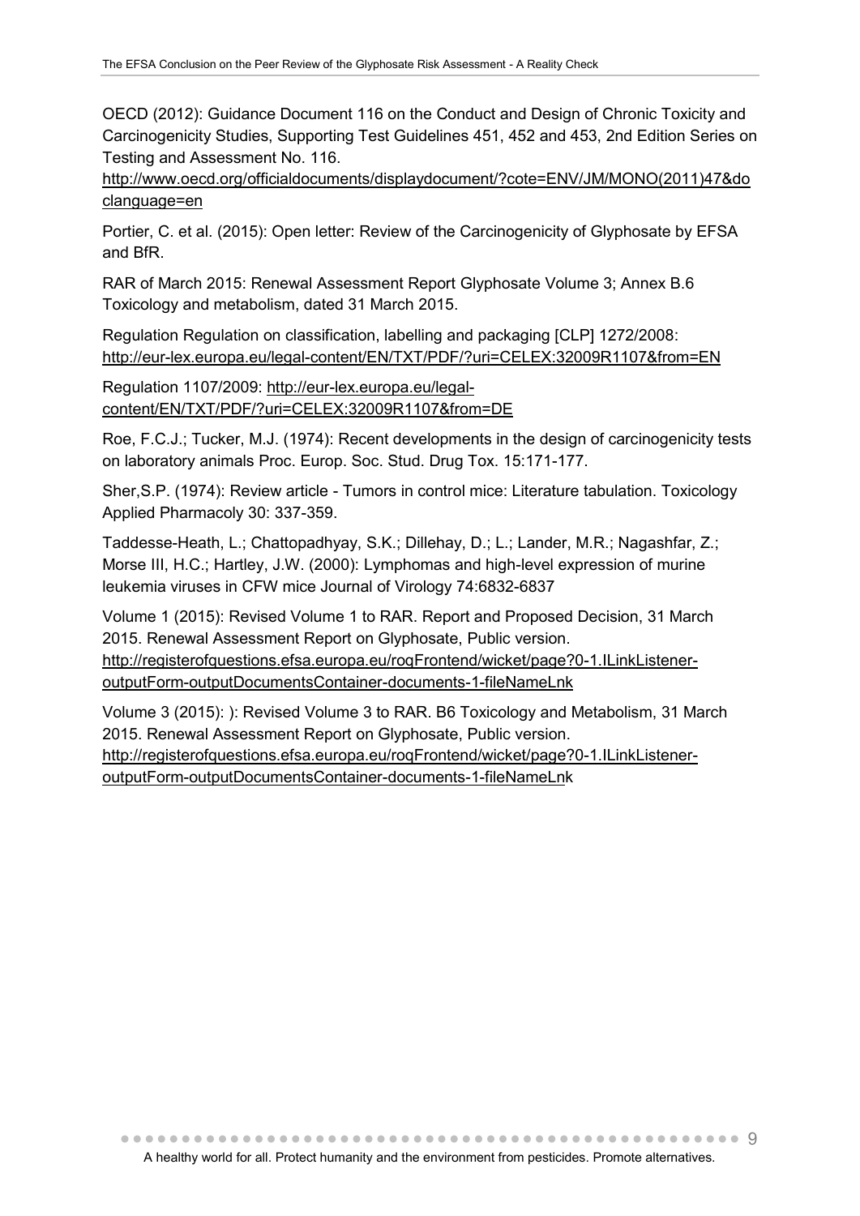OECD (2012): Guidance Document 116 on the Conduct and Design of Chronic Toxicity and Carcinogenicity Studies, Supporting Test Guidelines 451, 452 and 453, 2nd Edition Series on Testing and Assessment No. 116. http://www.oecd.org/officialdocuments/displaydocument/?cote=ENV/JM/MONO(2011)47&doclanguage=en

Portier, C. et al. (2015): Open letter: Review of the Carcinogenicity of Glyphosate by EFSA and BfR.

RAR of March 2015: Renewal Assessment Report Glyphosate Volume 3; Annex B.6 Toxicology and metabolism, dated 31 March 2015.

Regulation Regulation on classification, labelling and packaging [CLP] 1272/2008: http://eur-lex.europa.eu/legal-content/EN/TXT/PDF/?uri=CELEX:32009R1107&from=EN

Regulation 1107/2009: http://eur-lex.europa.eu/legal-content/EN/TXT/PDF/?uri=CELEX:32009R1107&from=DE

Roe, F.C.J.; Tucker, M.J. (1974): Recent developments in the design of carcinogenicity tests on laboratory animals Proc. Europ. Soc. Stud. Drug Tox. 15:171-177.

Sher,S.P. (1974): Review article - Tumors in control mice: Literature tabulation. Toxicology Applied Pharmacoly 30: 337-359.

Taddesse-Heath, L.; Chattopadhyay, S.K.; Dillehay, D.; L.; Lander, M.R.; Nagashfar, Z.; Morse III, H.C.; Hartley, J.W. (2000): Lymphomas and high-level expression of murine leukemia viruses in CFW mice Journal of Virology 74:6832-6837

Volume 1 (2015): Revised Volume 1 to RAR. Report and Proposed Decision, 31 March 2015. Renewal Assessment Report on Glyphosate, Public version. http://registerofquestions.efsa.europa.eu/roqFrontend/wicket/page?0-1.ILinkListener-outputForm-outputDocumentsContainer-documents-1-fileNameLnk

Volume 3 (2015): ): Revised Volume 3 to RAR. B6 Toxicology and Metabolism, 31 March 2015. Renewal Assessment Report on Glyphosate, Public version. http://registerofquestions.efsa.europa.eu/roqFrontend/wicket/page?0-1.ILinkListener-outputForm-outputDocumentsContainer-documents-1-fileNameLnk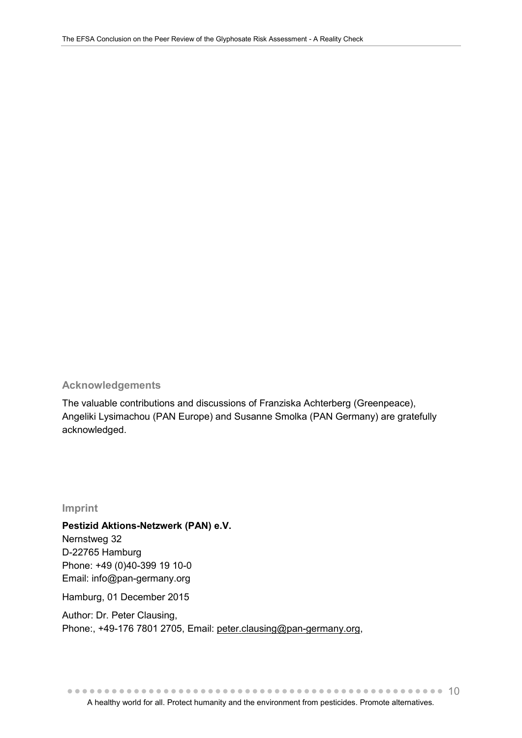## Acknowledgements

The valuable contributions and discussions of Franziska Achterberg (Greenpeace), Angeliki Lysimachou (PAN Europe) and Susanne Smolka (PAN Germany) are gratefully acknowledged.

## Imprint

**Pestizid Aktions-Netzwerk (PAN) e.V.**
Nernstweg 32
D-22765 Hamburg
Phone: +49 (0)40-399 19 10-0
Email: info@pan-germany.org

Hamburg, 01 December 2015

Author: Dr. Peter Clausing,
Phone:, +49-176 7801 2705, Email: peter.clausing@pan-germany.org,